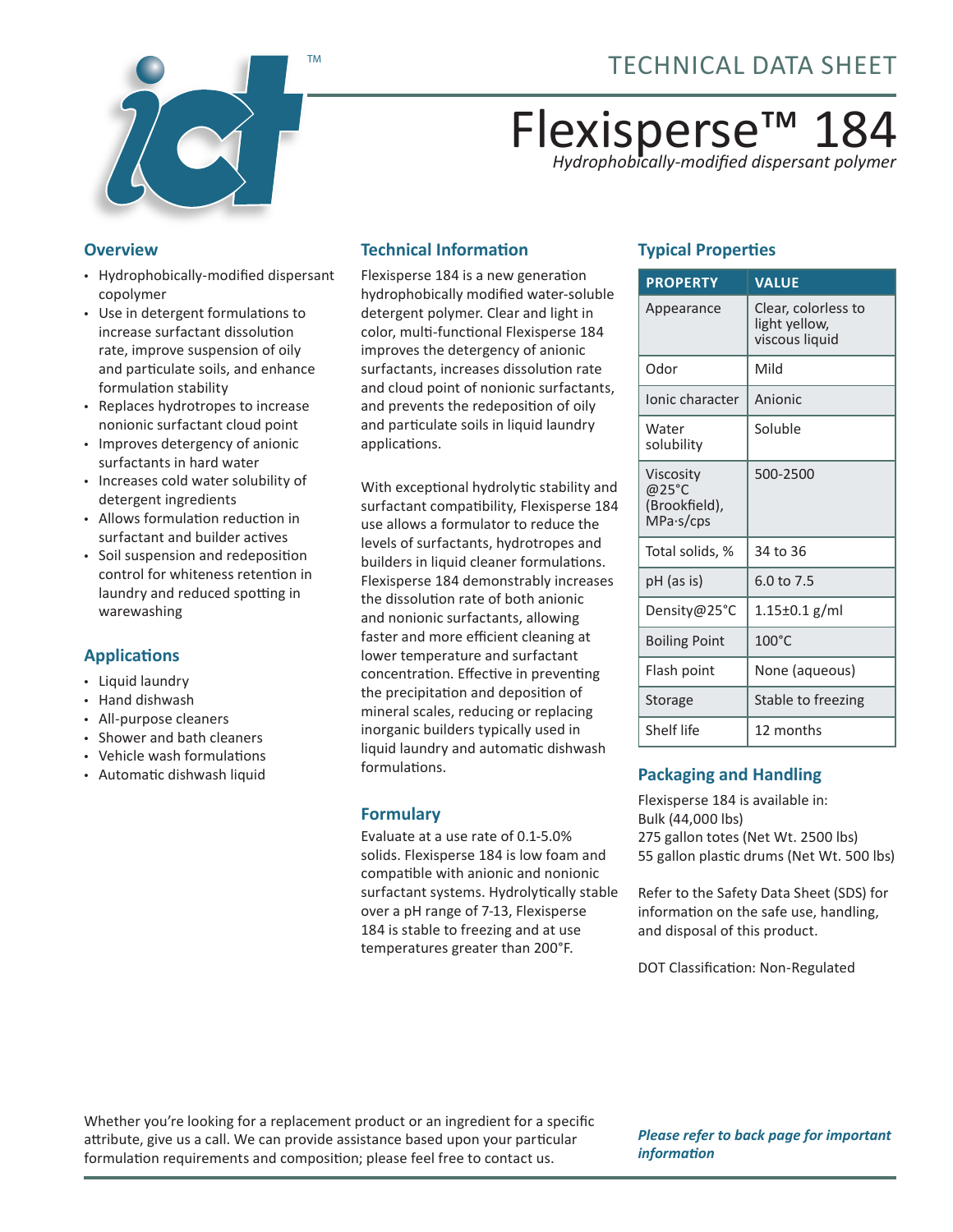TECHNICAL DATA SHEET

# Flexisperse™ 184

*Hydrophobically-modified dispersant polymer*

## Overview

- Hydrophobically-modified dispersant copolymer
- Use in detergent formulations to increase surfactant dissolution rate, improve suspension of oily and particulate soils, and enhance formulation stability
- Replaces hydrotropes to increase nonionic surfactant cloud point
- Improves detergency of anionic surfactants in hard water
- Increases cold water solubility of detergent ingredients
- Allows formulation reduction in surfactant and builder actives
- Soil suspension and redeposition control for whiteness retention in laundry and reduced spotting in warewashing

## Applications

- Liquid laundry
- Hand dishwash
- All-purpose cleaners
- Shower and bath cleaners
- Vehicle wash formulations
- Automatic dishwash liquid

## Technical Information

Flexisperse 184 is a new generation hydrophobically modified water-soluble detergent polymer. Clear and light in color, multi-functional Flexisperse 184 improves the detergency of anionic surfactants, increases dissolution rate and cloud point of nonionic surfactants, and prevents the redeposition of oily and particulate soils in liquid laundry applications.

With exceptional hydrolytic stability and surfactant compatibility, Flexisperse 184 use allows a formulator to reduce the levels of surfactants, hydrotropes and builders in liquid cleaner formulations. Flexisperse 184 demonstrably increases the dissolution rate of both anionic and nonionic surfactants, allowing faster and more efficient cleaning at lower temperature and surfactant concentration. Effective in preventing the precipitation and deposition of mineral scales, reducing or replacing inorganic builders typically used in liquid laundry and automatic dishwash formulations.

## Formulary

Evaluate at a use rate of 0.1-5.0% solids. Flexisperse 184 is low foam and compatible with anionic and nonionic surfactant systems. Hydrolytically stable over a pH range of 7-13, Flexisperse 184 is stable to freezing and at use temperatures greater than 200°F.

## Typical Properties

| PROPERTY | VALUE |
|---|---|
| Appearance | Clear, colorless to light yellow, viscous liquid |
| Odor | Mild |
| Ionic character | Anionic |
| Water solubility | Soluble |
| Viscosity @25°C (Brookfield), MPa·s/cps | 500-2500 |
| Total solids, % | 34 to 36 |
| pH (as is) | 6.0 to 7.5 |
| Density@25°C | 1.15±0.1 g/ml |
| Boiling Point | 100°C |
| Flash point | None (aqueous) |
| Storage | Stable to freezing |
| Shelf life | 12 months |

## Packaging and Handling

Flexisperse 184 is available in:
Bulk (44,000 lbs)
275 gallon totes (Net Wt. 2500 lbs)
55 gallon plastic drums (Net Wt. 500 lbs)

Refer to the Safety Data Sheet (SDS) for information on the safe use, handling, and disposal of this product.

DOT Classification: Non-Regulated

Whether you're looking for a replacement product or an ingredient for a specific attribute, give us a call. We can provide assistance based upon your particular formulation requirements and composition; please feel free to contact us.

***Please refer to back page for important information***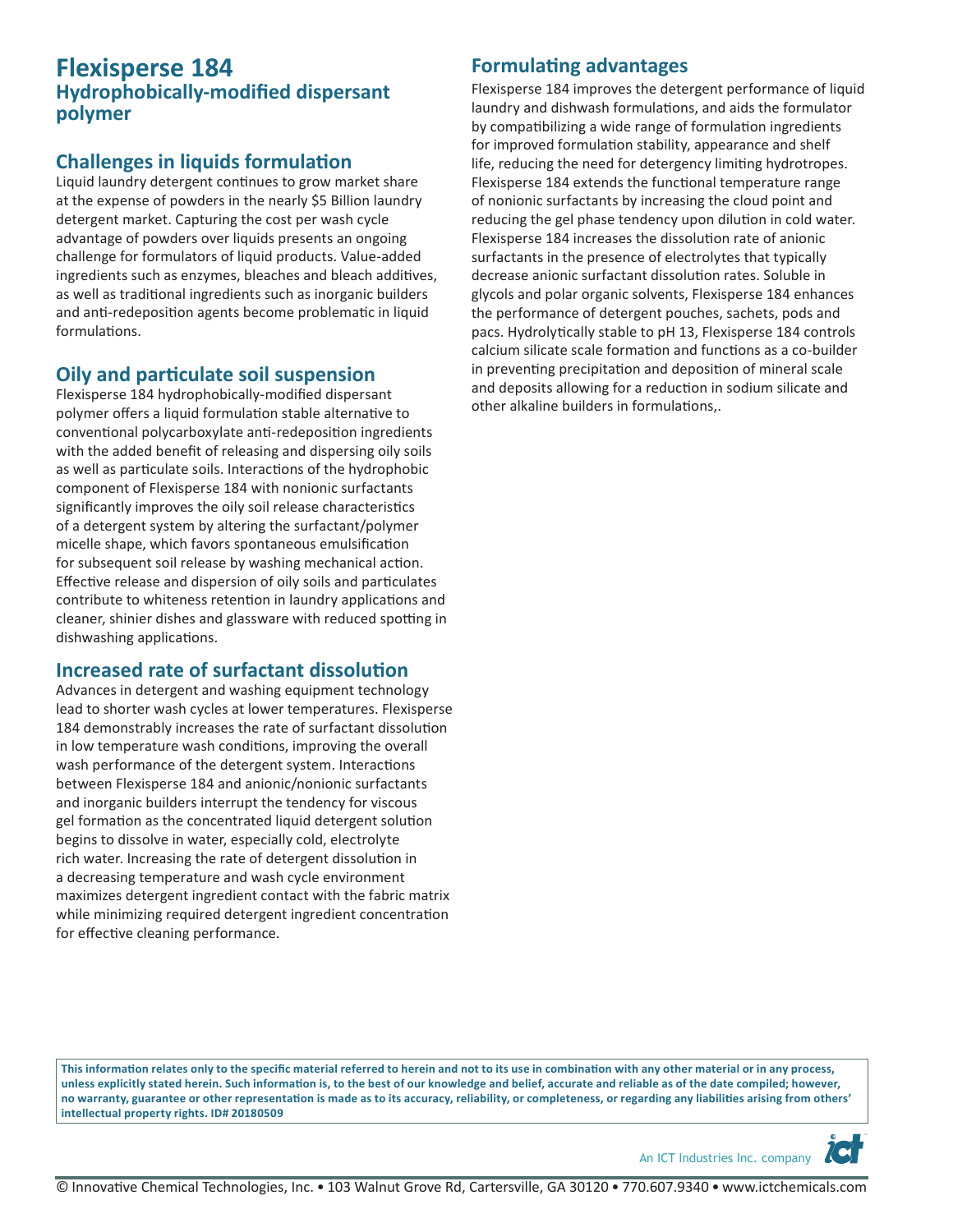# Flexisperse 184

## Hydrophobically-modified dispersant polymer

## Challenges in liquids formulation

Liquid laundry detergent continues to grow market share at the expense of powders in the nearly $5 Billion laundry detergent market. Capturing the cost per wash cycle advantage of powders over liquids presents an ongoing challenge for formulators of liquid products. Value-added ingredients such as enzymes, bleaches and bleach additives, as well as traditional ingredients such as inorganic builders and anti-redeposition agents become problematic in liquid formulations.

## Oily and particulate soil suspension

Flexisperse 184 hydrophobically-modified dispersant polymer offers a liquid formulation stable alternative to conventional polycarboxylate anti-redeposition ingredients with the added benefit of releasing and dispersing oily soils as well as particulate soils. Interactions of the hydrophobic component of Flexisperse 184 with nonionic surfactants significantly improves the oily soil release characteristics of a detergent system by altering the surfactant/polymer micelle shape, which favors spontaneous emulsification for subsequent soil release by washing mechanical action. Effective release and dispersion of oily soils and particulates contribute to whiteness retention in laundry applications and cleaner, shinier dishes and glassware with reduced spotting in dishwashing applications.

## Increased rate of surfactant dissolution

Advances in detergent and washing equipment technology lead to shorter wash cycles at lower temperatures. Flexisperse 184 demonstrably increases the rate of surfactant dissolution in low temperature wash conditions, improving the overall wash performance of the detergent system. Interactions between Flexisperse 184 and anionic/nonionic surfactants and inorganic builders interrupt the tendency for viscous gel formation as the concentrated liquid detergent solution begins to dissolve in water, especially cold, electrolyte rich water. Increasing the rate of detergent dissolution in a decreasing temperature and wash cycle environment maximizes detergent ingredient contact with the fabric matrix while minimizing required detergent ingredient concentration for effective cleaning performance.

## Formulating advantages

Flexisperse 184 improves the detergent performance of liquid laundry and dishwash formulations, and aids the formulator by compatibilizing a wide range of formulation ingredients for improved formulation stability, appearance and shelf life, reducing the need for detergency limiting hydrotropes. Flexisperse 184 extends the functional temperature range of nonionic surfactants by increasing the cloud point and reducing the gel phase tendency upon dilution in cold water. Flexisperse 184 increases the dissolution rate of anionic surfactants in the presence of electrolytes that typically decrease anionic surfactant dissolution rates. Soluble in glycols and polar organic solvents, Flexisperse 184 enhances the performance of detergent pouches, sachets, pods and pacs. Hydrolytically stable to pH 13, Flexisperse 184 controls calcium silicate scale formation and functions as a co-builder in preventing precipitation and deposition of mineral scale and deposits allowing for a reduction in sodium silicate and other alkaline builders in formulations,.

**This information relates only to the specific material referred to herein and not to its use in combination with any other material or in any process, unless explicitly stated herein. Such information is, to the best of our knowledge and belief, accurate and reliable as of the date compiled; however, no warranty, guarantee or other representation is made as to its accuracy, reliability, or completeness, or regarding any liabilities arising from others' intellectual property rights. ID# 20180509**

An ICT Industries Inc. company

© Innovative Chemical Technologies, Inc. • 103 Walnut Grove Rd, Cartersville, GA 30120 • 770.607.9340 • www.ictchemicals.com